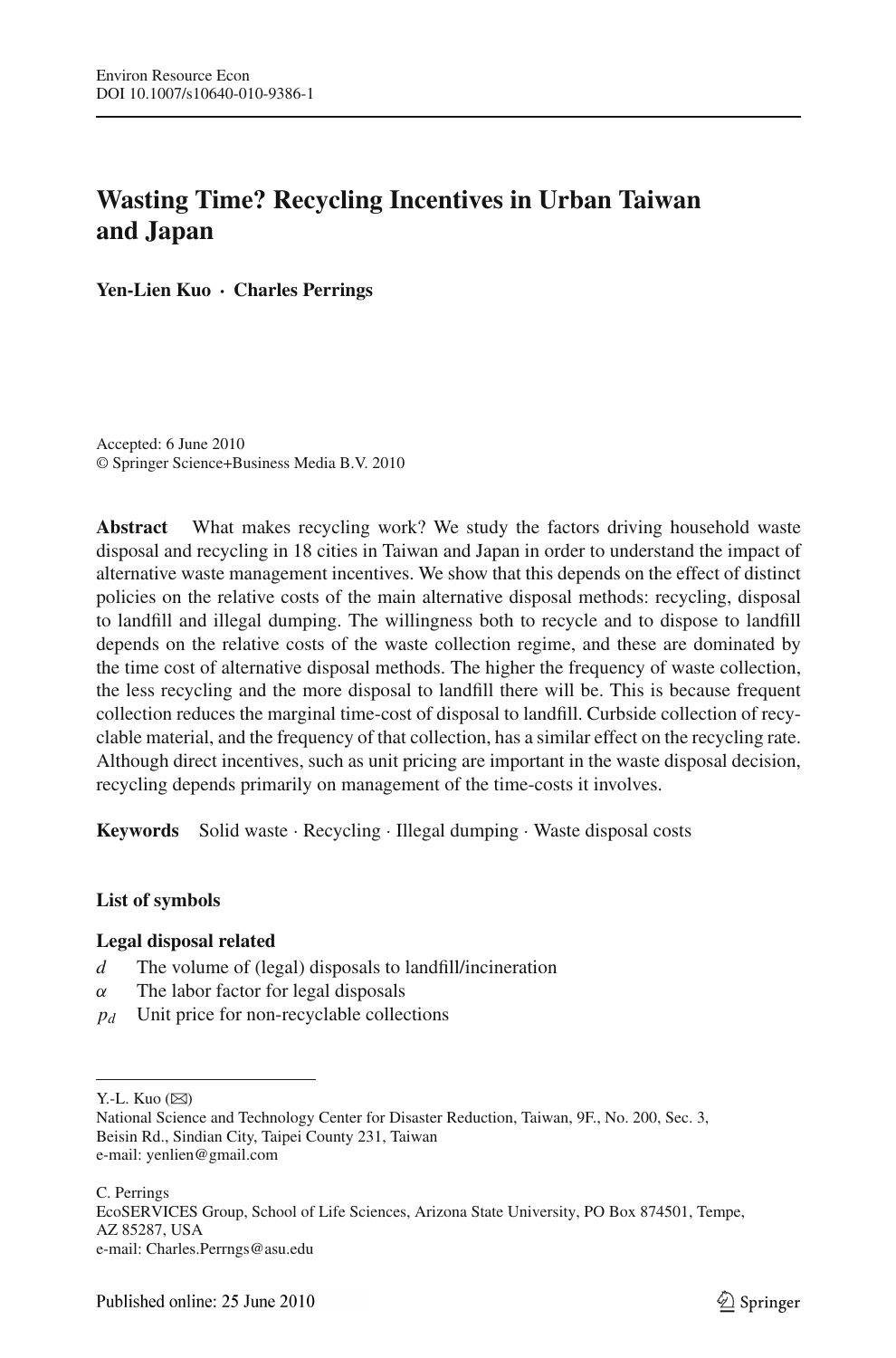# Wasting Time? Recycling Incentives in Urban Taiwan and Japan

**Yen-Lien Kuo · Charles Perrings**

Accepted: 6 June 2010
© Springer Science+Business Media B.V. 2010

**Abstract** What makes recycling work? We study the factors driving household waste disposal and recycling in 18 cities in Taiwan and Japan in order to understand the impact of alternative waste management incentives. We show that this depends on the effect of distinct policies on the relative costs of the main alternative disposal methods: recycling, disposal to landfill and illegal dumping. The willingness both to recycle and to dispose to landfill depends on the relative costs of the waste collection regime, and these are dominated by the time cost of alternative disposal methods. The higher the frequency of waste collection, the less recycling and the more disposal to landfill there will be. This is because frequent collection reduces the marginal time-cost of disposal to landfill. Curbside collection of recyclable material, and the frequency of that collection, has a similar effect on the recycling rate. Although direct incentives, such as unit pricing are important in the waste disposal decision, recycling depends primarily on management of the time-costs it involves.

**Keywords** Solid waste · Recycling · Illegal dumping · Waste disposal costs

**List of symbols**

**Legal disposal related**

- $d$ The volume of (legal) disposals to landfill/incineration
- $\alpha$ The labor factor for legal disposals
- $p_d$ Unit price for non-recyclable collections

Y.-L. Kuo (✉)
National Science and Technology Center for Disaster Reduction, Taiwan, 9F., No. 200, Sec. 3, Beisin Rd., Sindian City, Taipei County 231, Taiwan
e-mail: yenlien@gmail.com

C. Perrings
EcoSERVICES Group, School of Life Sciences, Arizona State University, PO Box 874501, Tempe, AZ 85287, USA
e-mail: Charles.Perrngs@asu.edu

Published online: 25 June 2010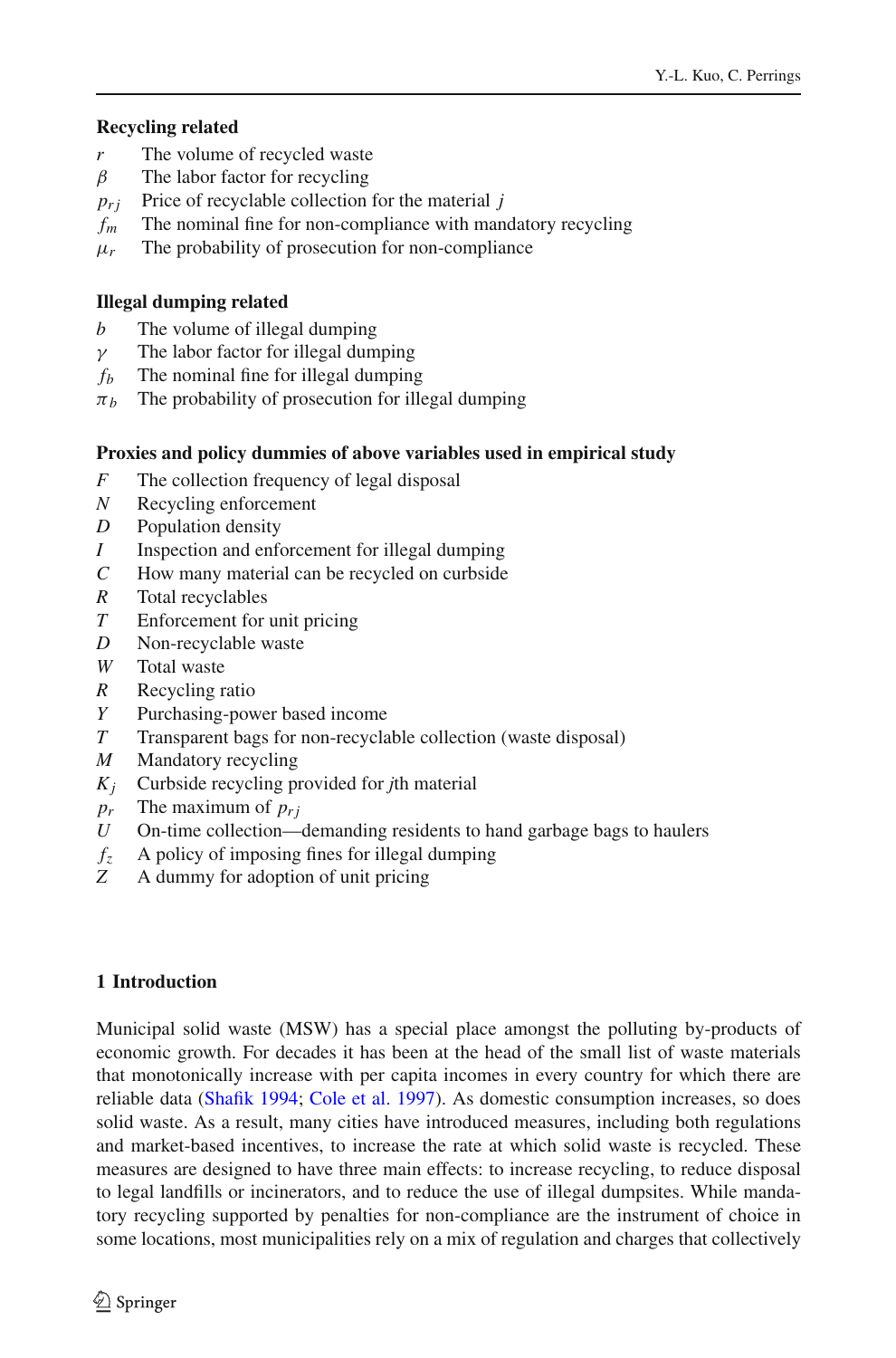**Recycling related**

- $r$ The volume of recycled waste
- $\beta$ The labor factor for recycling
- $p_{rj}$ Price of recyclable collection for the material $j$
- $f_m$ The nominal fine for non-compliance with mandatory recycling
- $\mu_r$ The probability of prosecution for non-compliance

**Illegal dumping related**

- $b$ The volume of illegal dumping
- $\gamma$ The labor factor for illegal dumping
- $f_b$ The nominal fine for illegal dumping
- $\pi_b$ The probability of prosecution for illegal dumping

**Proxies and policy dummies of above variables used in empirical study**

- $F$ The collection frequency of legal disposal
- $N$ Recycling enforcement
- $D$ Population density
- $I$ Inspection and enforcement for illegal dumping
- $C$ How many material can be recycled on curbside
- $R$ Total recyclables
- $T$ Enforcement for unit pricing
- $D$ Non-recyclable waste
- $W$ Total waste
- $R$ Recycling ratio
- $Y$ Purchasing-power based income
- $T$ Transparent bags for non-recyclable collection (waste disposal)
- $M$ Mandatory recycling
- $K_j$ Curbside recycling provided for $j$th material
- $p_r$ The maximum of $p_{rj}$
- $U$ On-time collection—demanding residents to hand garbage bags to haulers
- $f_z$ A policy of imposing fines for illegal dumping
- $Z$ A dummy for adoption of unit pricing

## 1 Introduction

Municipal solid waste (MSW) has a special place amongst the polluting by-products of economic growth. For decades it has been at the head of the small list of waste materials that monotonically increase with per capita incomes in every country for which there are reliable data (Shafik 1994; Cole et al. 1997). As domestic consumption increases, so does solid waste. As a result, many cities have introduced measures, including both regulations and market-based incentives, to increase the rate at which solid waste is recycled. These measures are designed to have three main effects: to increase recycling, to reduce disposal to legal landfills or incinerators, and to reduce the use of illegal dumpsites. While mandatory recycling supported by penalties for non-compliance are the instrument of choice in some locations, most municipalities rely on a mix of regulation and charges that collectively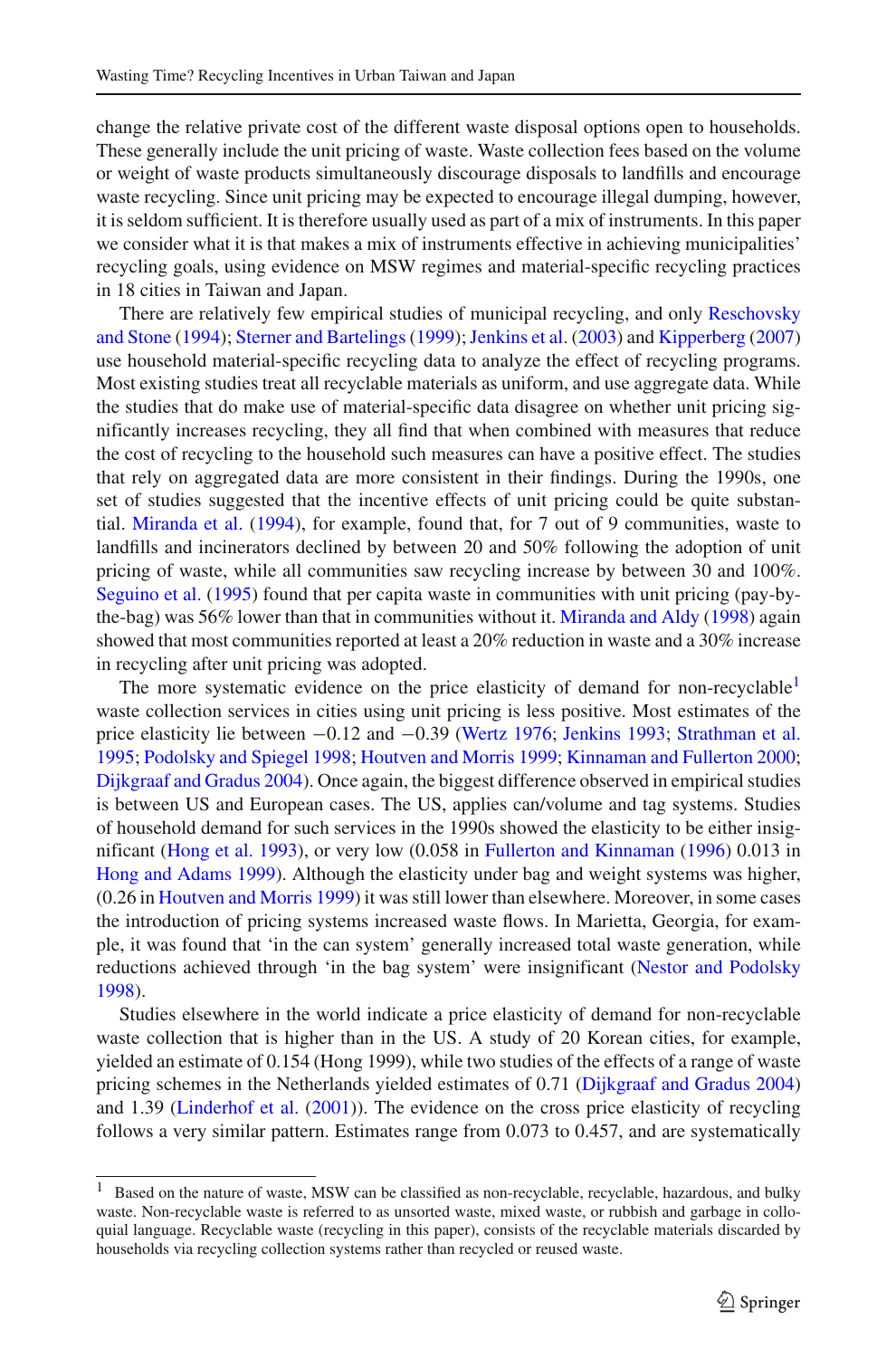change the relative private cost of the different waste disposal options open to households. These generally include the unit pricing of waste. Waste collection fees based on the volume or weight of waste products simultaneously discourage disposals to landfills and encourage waste recycling. Since unit pricing may be expected to encourage illegal dumping, however, it is seldom sufficient. It is therefore usually used as part of a mix of instruments. In this paper we consider what it is that makes a mix of instruments effective in achieving municipalities' recycling goals, using evidence on MSW regimes and material-specific recycling practices in 18 cities in Taiwan and Japan.

There are relatively few empirical studies of municipal recycling, and only Reschovsky and Stone (1994); Sterner and Bartelings (1999); Jenkins et al. (2003) and Kipperberg (2007) use household material-specific recycling data to analyze the effect of recycling programs. Most existing studies treat all recyclable materials as uniform, and use aggregate data. While the studies that do make use of material-specific data disagree on whether unit pricing significantly increases recycling, they all find that when combined with measures that reduce the cost of recycling to the household such measures can have a positive effect. The studies that rely on aggregated data are more consistent in their findings. During the 1990s, one set of studies suggested that the incentive effects of unit pricing could be quite substantial. Miranda et al. (1994), for example, found that, for 7 out of 9 communities, waste to landfills and incinerators declined by between 20 and 50% following the adoption of unit pricing of waste, while all communities saw recycling increase by between 30 and 100%. Seguino et al. (1995) found that per capita waste in communities with unit pricing (pay-by-the-bag) was 56% lower than that in communities without it. Miranda and Aldy (1998) again showed that most communities reported at least a 20% reduction in waste and a 30% increase in recycling after unit pricing was adopted.

The more systematic evidence on the price elasticity of demand for non-recyclable[1] waste collection services in cities using unit pricing is less positive. Most estimates of the price elasticity lie between −0.12 and −0.39 (Wertz 1976; Jenkins 1993; Strathman et al. 1995; Podolsky and Spiegel 1998; Houtven and Morris 1999; Kinnaman and Fullerton 2000; Dijkgraaf and Gradus 2004). Once again, the biggest difference observed in empirical studies is between US and European cases. The US, applies can/volume and tag systems. Studies of household demand for such services in the 1990s showed the elasticity to be either insignificant (Hong et al. 1993), or very low (0.058 in Fullerton and Kinnaman (1996) 0.013 in Hong and Adams 1999). Although the elasticity under bag and weight systems was higher, (0.26 in Houtven and Morris 1999) it was still lower than elsewhere. Moreover, in some cases the introduction of pricing systems increased waste flows. In Marietta, Georgia, for example, it was found that 'in the can system' generally increased total waste generation, while reductions achieved through 'in the bag system' were insignificant (Nestor and Podolsky 1998).

Studies elsewhere in the world indicate a price elasticity of demand for non-recyclable waste collection that is higher than in the US. A study of 20 Korean cities, for example, yielded an estimate of 0.154 (Hong 1999), while two studies of the effects of a range of waste pricing schemes in the Netherlands yielded estimates of 0.71 (Dijkgraaf and Gradus 2004) and 1.39 (Linderhof et al. (2001)). The evidence on the cross price elasticity of recycling follows a very similar pattern. Estimates range from 0.073 to 0.457, and are systematically

[1] Based on the nature of waste, MSW can be classified as non-recyclable, recyclable, hazardous, and bulky waste. Non-recyclable waste is referred to as unsorted waste, mixed waste, or rubbish and garbage in colloquial language. Recyclable waste (recycling in this paper), consists of the recyclable materials discarded by households via recycling collection systems rather than recycled or reused waste.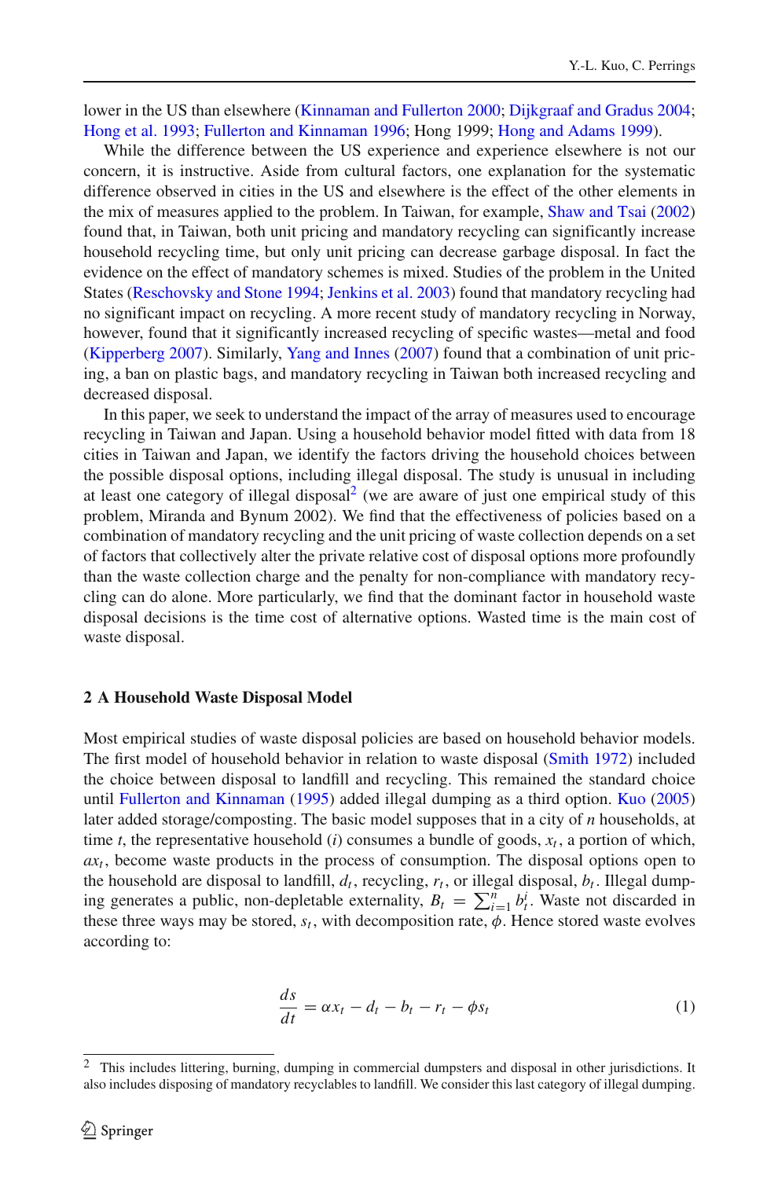lower in the US than elsewhere (Kinnaman and Fullerton 2000; Dijkgraaf and Gradus 2004; Hong et al. 1993; Fullerton and Kinnaman 1996; Hong 1999; Hong and Adams 1999).

While the difference between the US experience and experience elsewhere is not our concern, it is instructive. Aside from cultural factors, one explanation for the systematic difference observed in cities in the US and elsewhere is the effect of the other elements in the mix of measures applied to the problem. In Taiwan, for example, Shaw and Tsai (2002) found that, in Taiwan, both unit pricing and mandatory recycling can significantly increase household recycling time, but only unit pricing can decrease garbage disposal. In fact the evidence on the effect of mandatory schemes is mixed. Studies of the problem in the United States (Reschovsky and Stone 1994; Jenkins et al. 2003) found that mandatory recycling had no significant impact on recycling. A more recent study of mandatory recycling in Norway, however, found that it significantly increased recycling of specific wastes—metal and food (Kipperberg 2007). Similarly, Yang and Innes (2007) found that a combination of unit pricing, a ban on plastic bags, and mandatory recycling in Taiwan both increased recycling and decreased disposal.

In this paper, we seek to understand the impact of the array of measures used to encourage recycling in Taiwan and Japan. Using a household behavior model fitted with data from 18 cities in Taiwan and Japan, we identify the factors driving the household choices between the possible disposal options, including illegal disposal. The study is unusual in including at least one category of illegal disposal[2] (we are aware of just one empirical study of this problem, Miranda and Bynum 2002). We find that the effectiveness of policies based on a combination of mandatory recycling and the unit pricing of waste collection depends on a set of factors that collectively alter the private relative cost of disposal options more profoundly than the waste collection charge and the penalty for non-compliance with mandatory recycling can do alone. More particularly, we find that the dominant factor in household waste disposal decisions is the time cost of alternative options. Wasted time is the main cost of waste disposal.

## 2 A Household Waste Disposal Model

Most empirical studies of waste disposal policies are based on household behavior models. The first model of household behavior in relation to waste disposal (Smith 1972) included the choice between disposal to landfill and recycling. This remained the standard choice until Fullerton and Kinnaman (1995) added illegal dumping as a third option. Kuo (2005) later added storage/composting. The basic model supposes that in a city of $n$ households, at time $t$, the representative household ($i$) consumes a bundle of goods, $x_t$, a portion of which, $\alpha x_t$, become waste products in the process of consumption. The disposal options open to the household are disposal to landfill, $d_t$, recycling, $r_t$, or illegal disposal, $b_t$. Illegal dumping generates a public, non-depletable externality, $B_t = \sum_{i=1}^{n} b_t^i$. Waste not discarded in these three ways may be stored, $s_t$, with decomposition rate, $\phi$. Hence stored waste evolves according to:

$$\frac{ds}{dt} = \alpha x_t - d_t - b_t - r_t - \phi s_t \tag{1}$$

[2] This includes littering, burning, dumping in commercial dumpsters and disposal in other jurisdictions. It also includes disposing of mandatory recyclables to landfill. We consider this last category of illegal dumping.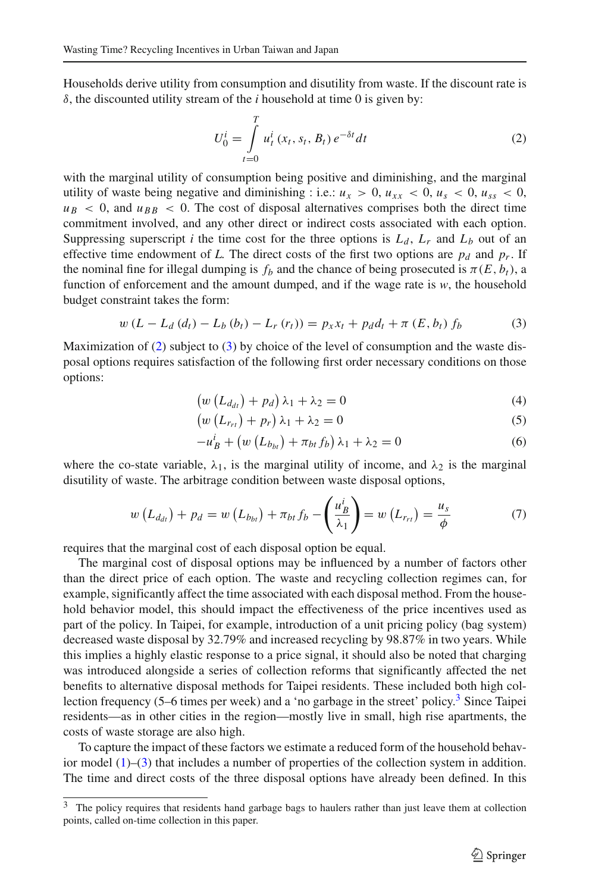Households derive utility from consumption and disutility from waste. If the discount rate is $\delta$, the discounted utility stream of the $i$ household at time 0 is given by:

$$U_0^i = \int_{t=0}^{T} u_t^i \left( x_t, s_t, B_t \right) e^{-\delta t} dt \tag{2}$$

with the marginal utility of consumption being positive and diminishing, and the marginal utility of waste being negative and diminishing : i.e.: $u_x > 0$, $u_{xx} < 0$, $u_s < 0$, $u_{ss} < 0$, $u_B < 0$, and $u_{BB} < 0$. The cost of disposal alternatives comprises both the direct time commitment involved, and any other direct or indirect costs associated with each option. Suppressing superscript $i$ the time cost for the three options is $L_d$, $L_r$ and $L_b$ out of an effective time endowment of $L$. The direct costs of the first two options are $p_d$ and $p_r$. If the nominal fine for illegal dumping is $f_b$ and the chance of being prosecuted is $\pi(E, b_t)$, a function of enforcement and the amount dumped, and if the wage rate is $w$, the household budget constraint takes the form:

$$w \left( L - L_d \left( d_t \right) - L_b \left( b_t \right) - L_r \left( r_t \right) \right) = p_x x_t + p_d d_t + \pi \left( E, b_t \right) f_b \tag{3}$$

Maximization of (2) subject to (3) by choice of the level of consumption and the waste disposal options requires satisfaction of the following first order necessary conditions on those options:

$$\left( w \left( L_{d_{dt}} \right) + p_d \right) \lambda_1 + \lambda_2 = 0 \tag{4}$$

$$\left( w \left( L_{r_{rt}} \right) + p_r \right) \lambda_1 + \lambda_2 = 0 \tag{5}$$

$$-u_B^i + \left( w \left( L_{b_{bt}} \right) + \pi_{bt} f_b \right) \lambda_1 + \lambda_2 = 0 \tag{6}$$

where the co-state variable, $\lambda_1$, is the marginal utility of income, and $\lambda_2$ is the marginal disutility of waste. The arbitrage condition between waste disposal options,

$$w \left( L_{d_{dt}} \right) + p_d = w \left( L_{b_{bt}} \right) + \pi_{bt} f_b - \left( \frac{u_B^i}{\lambda_1} \right) = w \left( L_{r_{rt}} \right) = \frac{u_s}{\phi} \tag{7}$$

requires that the marginal cost of each disposal option be equal.

The marginal cost of disposal options may be influenced by a number of factors other than the direct price of each option. The waste and recycling collection regimes can, for example, significantly affect the time associated with each disposal method. From the household behavior model, this should impact the effectiveness of the price incentives used as part of the policy. In Taipei, for example, introduction of a unit pricing policy (bag system) decreased waste disposal by 32.79% and increased recycling by 98.87% in two years. While this implies a highly elastic response to a price signal, it should also be noted that charging was introduced alongside a series of collection reforms that significantly affected the net benefits to alternative disposal methods for Taipei residents. These included both high collection frequency (5–6 times per week) and a 'no garbage in the street' policy.[3] Since Taipei residents—as in other cities in the region—mostly live in small, high rise apartments, the costs of waste storage are also high.

To capture the impact of these factors we estimate a reduced form of the household behavior model (1)–(3) that includes a number of properties of the collection system in addition. The time and direct costs of the three disposal options have already been defined. In this

[3] The policy requires that residents hand garbage bags to haulers rather than just leave them at collection points, called on-time collection in this paper.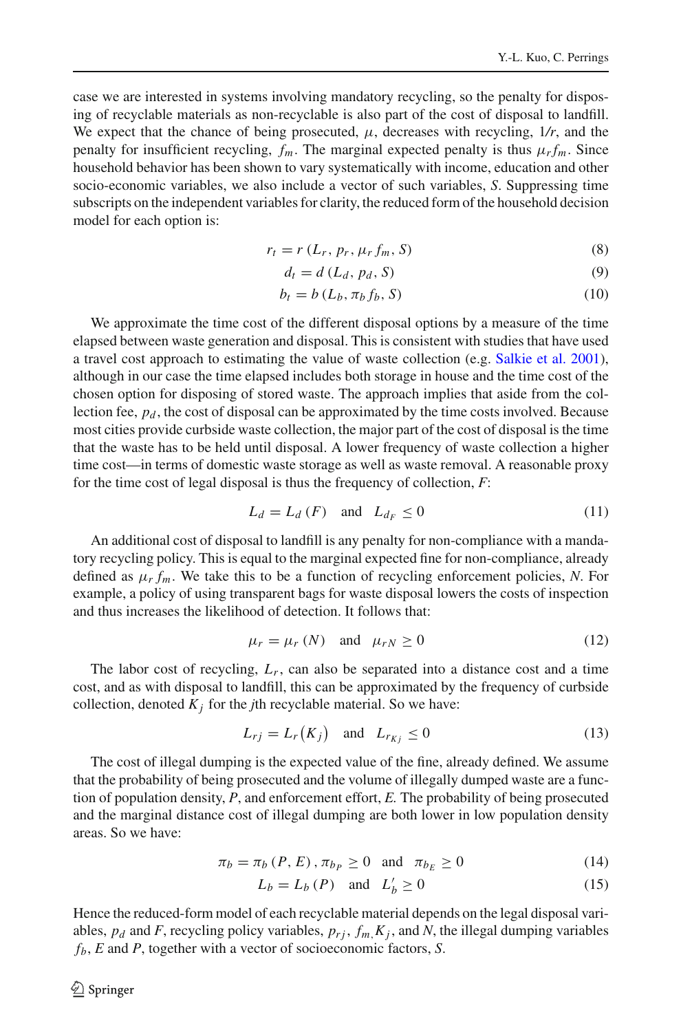case we are interested in systems involving mandatory recycling, so the penalty for disposing of recyclable materials as non-recyclable is also part of the cost of disposal to landfill. We expect that the chance of being prosecuted, $\mu$, decreases with recycling, $1/r$, and the penalty for insufficient recycling, $f_m$. The marginal expected penalty is thus $\mu_r f_m$. Since household behavior has been shown to vary systematically with income, education and other socio-economic variables, we also include a vector of such variables, $S$. Suppressing time subscripts on the independent variables for clarity, the reduced form of the household decision model for each option is:

$$r_t = r\left(L_r, p_r, \mu_r f_m, S\right) \tag{8}$$

$$d_t = d\left(L_d, p_d, S\right) \tag{9}$$

$$b_t = b\left(L_b, \pi_b f_b, S\right) \tag{10}$$

We approximate the time cost of the different disposal options by a measure of the time elapsed between waste generation and disposal. This is consistent with studies that have used a travel cost approach to estimating the value of waste collection (e.g. Salkie et al. 2001), although in our case the time elapsed includes both storage in house and the time cost of the chosen option for disposing of stored waste. The approach implies that aside from the collection fee, $p_d$, the cost of disposal can be approximated by the time costs involved. Because most cities provide curbside waste collection, the major part of the cost of disposal is the time that the waste has to be held until disposal. A lower frequency of waste collection a higher time cost—in terms of domestic waste storage as well as waste removal. A reasonable proxy for the time cost of legal disposal is thus the frequency of collection, $F$:

$$L_d = L_d\left(F\right) \quad \text{and} \quad L_{d_F} \leq 0 \tag{11}$$

An additional cost of disposal to landfill is any penalty for non-compliance with a mandatory recycling policy. This is equal to the marginal expected fine for non-compliance, already defined as $\mu_r f_m$. We take this to be a function of recycling enforcement policies, $N$. For example, a policy of using transparent bags for waste disposal lowers the costs of inspection and thus increases the likelihood of detection. It follows that:

$$\mu_r = \mu_r\left(N\right) \quad \text{and} \quad \mu_{rN} \geq 0 \tag{12}$$

The labor cost of recycling, $L_r$, can also be separated into a distance cost and a time cost, and as with disposal to landfill, this can be approximated by the frequency of curbside collection, denoted $K_j$ for the $j$th recyclable material. So we have:

$$L_{rj} = L_r\left(K_j\right) \quad \text{and} \quad L_{r_{Kj}} \leq 0 \tag{13}$$

The cost of illegal dumping is the expected value of the fine, already defined. We assume that the probability of being prosecuted and the volume of illegally dumped waste are a function of population density, $P$, and enforcement effort, $E$. The probability of being prosecuted and the marginal distance cost of illegal dumping are both lower in low population density areas. So we have:

$$\pi_b = \pi_b\left(P, E\right), \pi_{b_P} \geq 0 \quad \text{and} \quad \pi_{b_E} \geq 0 \tag{14}$$

$$L_b = L_b\left(P\right) \quad \text{and} \quad L_b' \geq 0 \tag{15}$$

Hence the reduced-form model of each recyclable material depends on the legal disposal variables, $p_d$ and $F$, recycling policy variables, $p_{rj}$, $f_m$, $K_j$, and $N$, the illegal dumping variables $f_b$, $E$ and $P$, together with a vector of socioeconomic factors, $S$.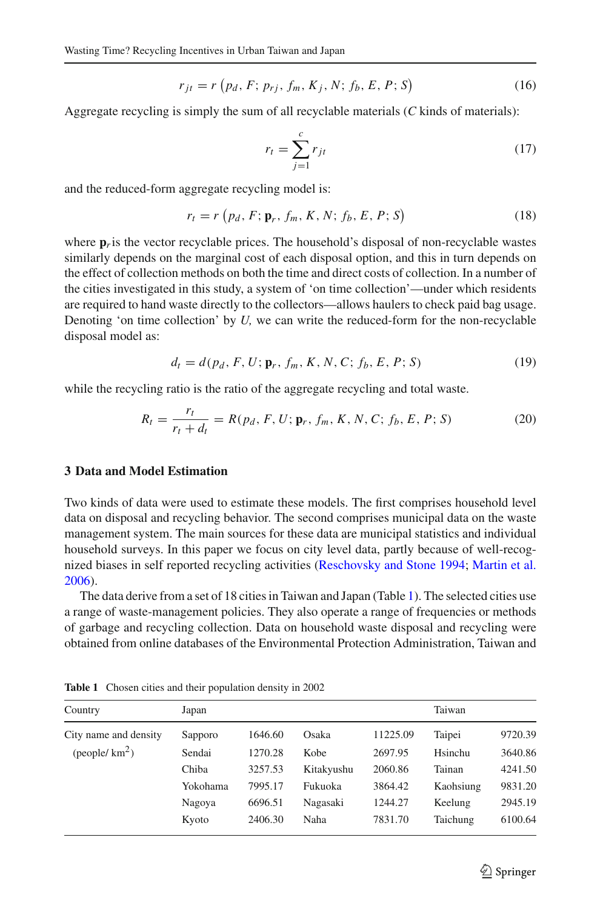$$r_{jt} = r\left(p_d,\, F;\, p_{rj},\, f_m,\, K_j,\, N;\, f_b,\, E,\, P;\, S\right) \tag{16}$$

Aggregate recycling is simply the sum of all recyclable materials ($C$ kinds of materials):

$$r_t = \sum_{j=1}^{c} r_{jt} \tag{17}$$

and the reduced-form aggregate recycling model is:

$$r_t = r\left(p_d,\, F;\, \mathbf{p}_r,\, f_m,\, K,\, N;\, f_b,\, E,\, P;\, S\right) \tag{18}$$

where $\mathbf{p}_r$ is the vector recyclable prices. The household's disposal of non-recyclable wastes similarly depends on the marginal cost of each disposal option, and this in turn depends on the effect of collection methods on both the time and direct costs of collection. In a number of the cities investigated in this study, a system of 'on time collection'—under which residents are required to hand waste directly to the collectors—allows haulers to check paid bag usage. Denoting 'on time collection' by $U$, we can write the reduced-form for the non-recyclable disposal model as:

$$d_t = d(p_d,\, F,\, U;\, \mathbf{p}_r,\, f_m,\, K,\, N,\, C;\, f_b,\, E,\, P;\, S) \tag{19}$$

while the recycling ratio is the ratio of the aggregate recycling and total waste.

$$R_t = \frac{r_t}{r_t + d_t} = R(p_d,\, F,\, U;\, \mathbf{p}_r,\, f_m,\, K,\, N,\, C;\, f_b,\, E,\, P;\, S) \tag{20}$$

## 3 Data and Model Estimation

Two kinds of data were used to estimate these models. The first comprises household level data on disposal and recycling behavior. The second comprises municipal data on the waste management system. The main sources for these data are municipal statistics and individual household surveys. In this paper we focus on city level data, partly because of well-recognized biases in self reported recycling activities (Reschovsky and Stone 1994; Martin et al. 2006).

The data derive from a set of 18 cities in Taiwan and Japan (Table 1). The selected cities use a range of waste-management policies. They also operate a range of frequencies or methods of garbage and recycling collection. Data on household waste disposal and recycling were obtained from online databases of the Environmental Protection Administration, Taiwan and

**Table 1** Chosen cities and their population density in 2002

| Country | Japan | | | | Taiwan | |
|---|---|---|---|---|---|---|
| City name and density (people/ km$^2$) | Sapporo | 1646.60 | Osaka | 11225.09 | Taipei | 9720.39 |
| | Sendai | 1270.28 | Kobe | 2697.95 | Hsinchu | 3640.86 |
| | Chiba | 3257.53 | Kitakyushu | 2060.86 | Tainan | 4241.50 |
| | Yokohama | 7995.17 | Fukuoka | 3864.42 | Kaohsiung | 9831.20 |
| | Nagoya | 6696.51 | Nagasaki | 1244.27 | Keelung | 2945.19 |
| | Kyoto | 2406.30 | Naha | 7831.70 | Taichung | 6100.64 |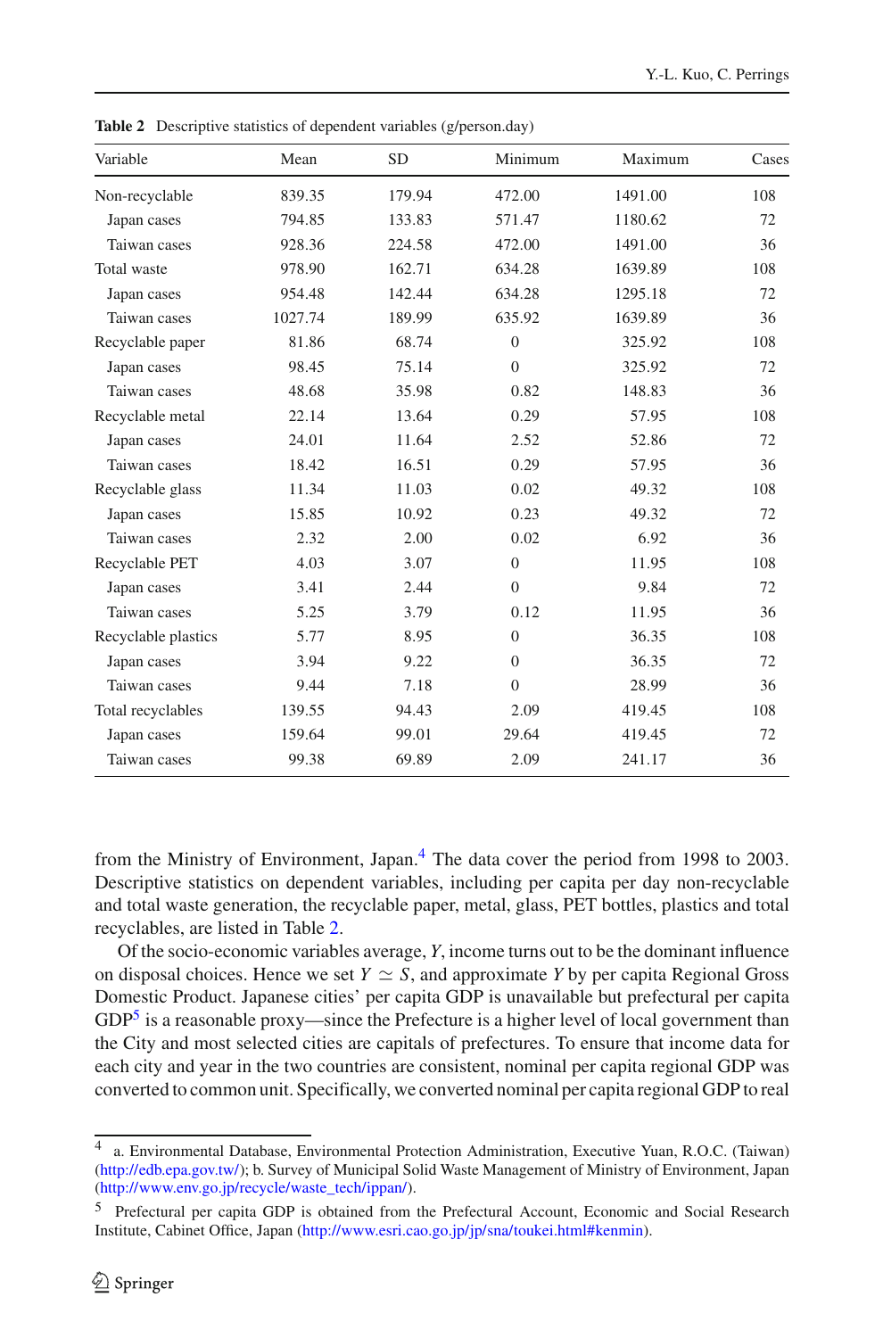**Table 2** Descriptive statistics of dependent variables (g/person.day)

| Variable | Mean | SD | Minimum | Maximum | Cases |
|---|---|---|---|---|---|
| Non-recyclable | 839.35 | 179.94 | 472.00 | 1491.00 | 108 |
| Japan cases | 794.85 | 133.83 | 571.47 | 1180.62 | 72 |
| Taiwan cases | 928.36 | 224.58 | 472.00 | 1491.00 | 36 |
| Total waste | 978.90 | 162.71 | 634.28 | 1639.89 | 108 |
| Japan cases | 954.48 | 142.44 | 634.28 | 1295.18 | 72 |
| Taiwan cases | 1027.74 | 189.99 | 635.92 | 1639.89 | 36 |
| Recyclable paper | 81.86 | 68.74 | 0 | 325.92 | 108 |
| Japan cases | 98.45 | 75.14 | 0 | 325.92 | 72 |
| Taiwan cases | 48.68 | 35.98 | 0.82 | 148.83 | 36 |
| Recyclable metal | 22.14 | 13.64 | 0.29 | 57.95 | 108 |
| Japan cases | 24.01 | 11.64 | 2.52 | 52.86 | 72 |
| Taiwan cases | 18.42 | 16.51 | 0.29 | 57.95 | 36 |
| Recyclable glass | 11.34 | 11.03 | 0.02 | 49.32 | 108 |
| Japan cases | 15.85 | 10.92 | 0.23 | 49.32 | 72 |
| Taiwan cases | 2.32 | 2.00 | 0.02 | 6.92 | 36 |
| Recyclable PET | 4.03 | 3.07 | 0 | 11.95 | 108 |
| Japan cases | 3.41 | 2.44 | 0 | 9.84 | 72 |
| Taiwan cases | 5.25 | 3.79 | 0.12 | 11.95 | 36 |
| Recyclable plastics | 5.77 | 8.95 | 0 | 36.35 | 108 |
| Japan cases | 3.94 | 9.22 | 0 | 36.35 | 72 |
| Taiwan cases | 9.44 | 7.18 | 0 | 28.99 | 36 |
| Total recyclables | 139.55 | 94.43 | 2.09 | 419.45 | 108 |
| Japan cases | 159.64 | 99.01 | 29.64 | 419.45 | 72 |
| Taiwan cases | 99.38 | 69.89 | 2.09 | 241.17 | 36 |

from the Ministry of Environment, Japan.[4] The data cover the period from 1998 to 2003. Descriptive statistics on dependent variables, including per capita per day non-recyclable and total waste generation, the recyclable paper, metal, glass, PET bottles, plastics and total recyclables, are listed in Table 2.

Of the socio-economic variables average, $Y$, income turns out to be the dominant influence on disposal choices. Hence we set $Y \simeq S$, and approximate $Y$ by per capita Regional Gross Domestic Product. Japanese cities' per capita GDP is unavailable but prefectural per capita GDP[5] is a reasonable proxy—since the Prefecture is a higher level of local government than the City and most selected cities are capitals of prefectures. To ensure that income data for each city and year in the two countries are consistent, nominal per capita regional GDP was converted to common unit. Specifically, we converted nominal per capita regional GDP to real

[4] a. Environmental Database, Environmental Protection Administration, Executive Yuan, R.O.C. (Taiwan) (http://edb.epa.gov.tw/); b. Survey of Municipal Solid Waste Management of Ministry of Environment, Japan (http://www.env.go.jp/recycle/waste_tech/ippan/).

[5] Prefectural per capita GDP is obtained from the Prefectural Account, Economic and Social Research Institute, Cabinet Office, Japan (http://www.esri.cao.go.jp/jp/sna/toukei.html#kenmin).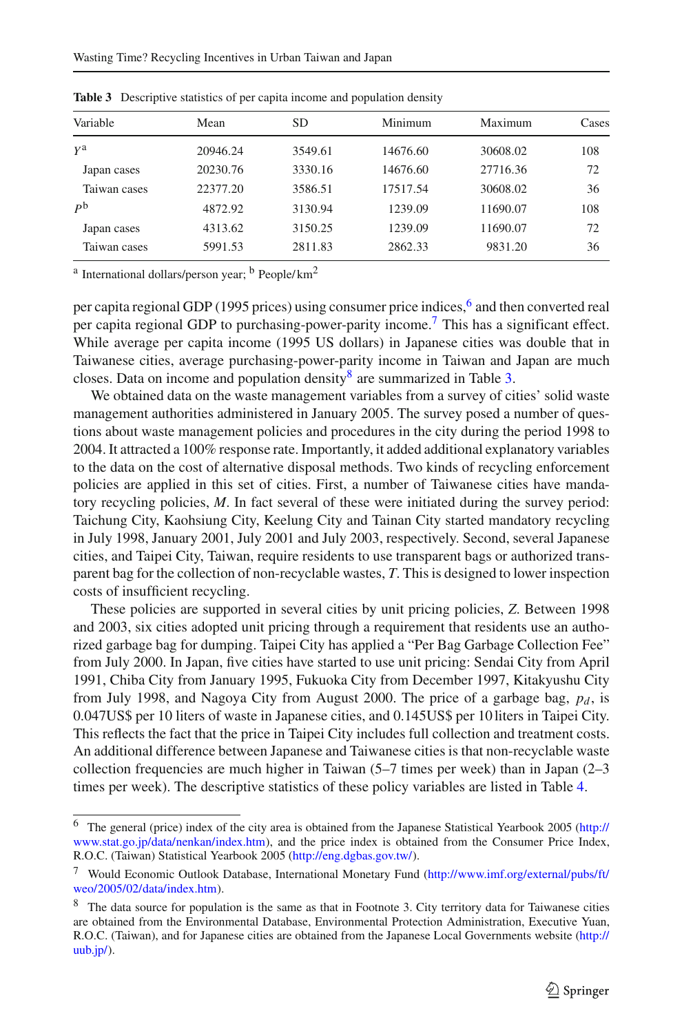**Table 3** Descriptive statistics of per capita income and population density

| Variable | Mean | SD | Minimum | Maximum | Cases |
|---|---|---|---|---|---|
| $Y^a$ | 20946.24 | 3549.61 | 14676.60 | 30608.02 | 108 |
| Japan cases | 20230.76 | 3330.16 | 14676.60 | 27716.36 | 72 |
| Taiwan cases | 22377.20 | 3586.51 | 17517.54 | 30608.02 | 36 |
| $P^b$ | 4872.92 | 3130.94 | 1239.09 | 11690.07 | 108 |
| Japan cases | 4313.62 | 3150.25 | 1239.09 | 11690.07 | 72 |
| Taiwan cases | 5991.53 | 2811.83 | 2862.33 | 9831.20 | 36 |

[a] International dollars/person year; [b] People/km$^2$

per capita regional GDP (1995 prices) using consumer price indices,[6] and then converted real per capita regional GDP to purchasing-power-parity income.[7] This has a significant effect. While average per capita income (1995 US dollars) in Japanese cities was double that in Taiwanese cities, average purchasing-power-parity income in Taiwan and Japan are much closes. Data on income and population density[8] are summarized in Table 3.

We obtained data on the waste management variables from a survey of cities' solid waste management authorities administered in January 2005. The survey posed a number of questions about waste management policies and procedures in the city during the period 1998 to 2004. It attracted a 100% response rate. Importantly, it added additional explanatory variables to the data on the cost of alternative disposal methods. Two kinds of recycling enforcement policies are applied in this set of cities. First, a number of Taiwanese cities have mandatory recycling policies, $M$. In fact several of these were initiated during the survey period: Taichung City, Kaohsiung City, Keelung City and Tainan City started mandatory recycling in July 1998, January 2001, July 2001 and July 2003, respectively. Second, several Japanese cities, and Taipei City, Taiwan, require residents to use transparent bags or authorized transparent bag for the collection of non-recyclable wastes, $T$. This is designed to lower inspection costs of insufficient recycling.

These policies are supported in several cities by unit pricing policies, $Z$. Between 1998 and 2003, six cities adopted unit pricing through a requirement that residents use an authorized garbage bag for dumping. Taipei City has applied a "Per Bag Garbage Collection Fee" from July 2000. In Japan, five cities have started to use unit pricing: Sendai City from April 1991, Chiba City from January 1995, Fukuoka City from December 1997, Kitakyushu City from July 1998, and Nagoya City from August 2000. The price of a garbage bag, $p_d$, is 0.047US$ per 10 liters of waste in Japanese cities, and 0.145US$ per 10 liters in Taipei City. This reflects the fact that the price in Taipei City includes full collection and treatment costs. An additional difference between Japanese and Taiwanese cities is that non-recyclable waste collection frequencies are much higher in Taiwan (5–7 times per week) than in Japan (2–3 times per week). The descriptive statistics of these policy variables are listed in Table 4.

---

[6] The general (price) index of the city area is obtained from the Japanese Statistical Yearbook 2005 (http://www.stat.go.jp/data/nenkan/index.htm), and the price index is obtained from the Consumer Price Index, R.O.C. (Taiwan) Statistical Yearbook 2005 (http://eng.dgbas.gov.tw/).

[7] Would Economic Outlook Database, International Monetary Fund (http://www.imf.org/external/pubs/ft/weo/2005/02/data/index.htm).

[8] The data source for population is the same as that in Footnote 3. City territory data for Taiwanese cities are obtained from the Environmental Database, Environmental Protection Administration, Executive Yuan, R.O.C. (Taiwan), and for Japanese cities are obtained from the Japanese Local Governments website (http://uub.jp/).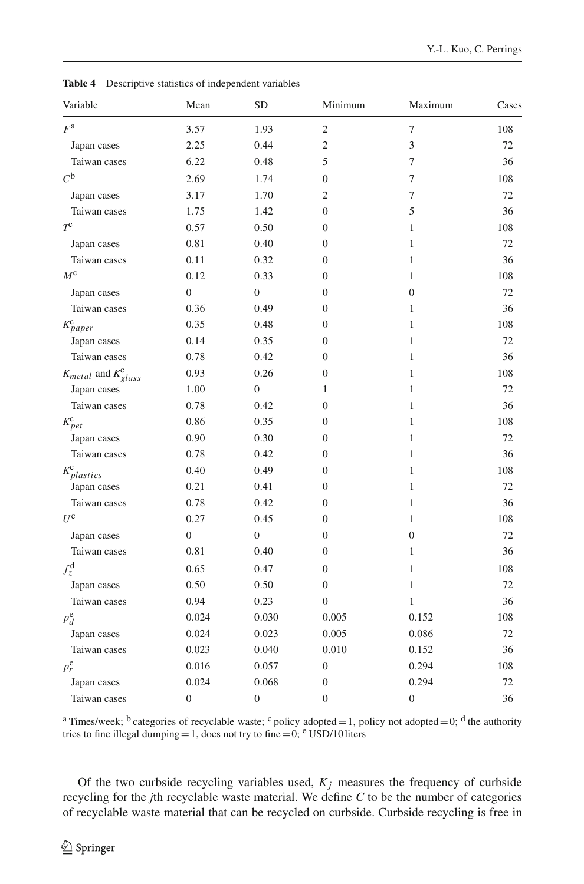**Table 4** Descriptive statistics of independent variables

| Variable | Mean | SD | Minimum | Maximum | Cases |
|---|---|---|---|---|---|
| $F^{a}$ | 3.57 | 1.93 | 2 | 7 | 108 |
| Japan cases | 2.25 | 0.44 | 2 | 3 | 72 |
| Taiwan cases | 6.22 | 0.48 | 5 | 7 | 36 |
| $C^{b}$ | 2.69 | 1.74 | 0 | 7 | 108 |
| Japan cases | 3.17 | 1.70 | 2 | 7 | 72 |
| Taiwan cases | 1.75 | 1.42 | 0 | 5 | 36 |
| $T^{c}$ | 0.57 | 0.50 | 0 | 1 | 108 |
| Japan cases | 0.81 | 0.40 | 0 | 1 | 72 |
| Taiwan cases | 0.11 | 0.32 | 0 | 1 | 36 |
| $M^{c}$ | 0.12 | 0.33 | 0 | 1 | 108 |
| Japan cases | 0 | 0 | 0 | 0 | 72 |
| Taiwan cases | 0.36 | 0.49 | 0 | 1 | 36 |
| $K^{c}_{paper}$ | 0.35 | 0.48 | 0 | 1 | 108 |
| Japan cases | 0.14 | 0.35 | 0 | 1 | 72 |
| Taiwan cases | 0.78 | 0.42 | 0 | 1 | 36 |
| $K_{metal}$ and $K^{c}_{glass}$ | 0.93 | 0.26 | 0 | 1 | 108 |
| Japan cases | 1.00 | 0 | 1 | 1 | 72 |
| Taiwan cases | 0.78 | 0.42 | 0 | 1 | 36 |
| $K^{c}_{pet}$ | 0.86 | 0.35 | 0 | 1 | 108 |
| Japan cases | 0.90 | 0.30 | 0 | 1 | 72 |
| Taiwan cases | 0.78 | 0.42 | 0 | 1 | 36 |
| $K^{c}_{plastics}$ | 0.40 | 0.49 | 0 | 1 | 108 |
| Japan cases | 0.21 | 0.41 | 0 | 1 | 72 |
| Taiwan cases | 0.78 | 0.42 | 0 | 1 | 36 |
| $U^{c}$ | 0.27 | 0.45 | 0 | 1 | 108 |
| Japan cases | 0 | 0 | 0 | 0 | 72 |
| Taiwan cases | 0.81 | 0.40 | 0 | 1 | 36 |
| $f^{d}_{z}$ | 0.65 | 0.47 | 0 | 1 | 108 |
| Japan cases | 0.50 | 0.50 | 0 | 1 | 72 |
| Taiwan cases | 0.94 | 0.23 | 0 | 1 | 36 |
| $p^{e}_{d}$ | 0.024 | 0.030 | 0.005 | 0.152 | 108 |
| Japan cases | 0.024 | 0.023 | 0.005 | 0.086 | 72 |
| Taiwan cases | 0.023 | 0.040 | 0.010 | 0.152 | 36 |
| $p^{e}_{r}$ | 0.016 | 0.057 | 0 | 0.294 | 108 |
| Japan cases | 0.024 | 0.068 | 0 | 0.294 | 72 |
| Taiwan cases | 0 | 0 | 0 | 0 | 36 |

[a] Times/week; [b] categories of recyclable waste; [c] policy adopted = 1, policy not adopted = 0; [d] the authority tries to fine illegal dumping = 1, does not try to fine = 0; [e] USD/10 liters

Of the two curbside recycling variables used, $K_j$ measures the frequency of curbside recycling for the *j*th recyclable waste material. We define $C$ to be the number of categories of recyclable waste material that can be recycled on curbside. Curbside recycling is free in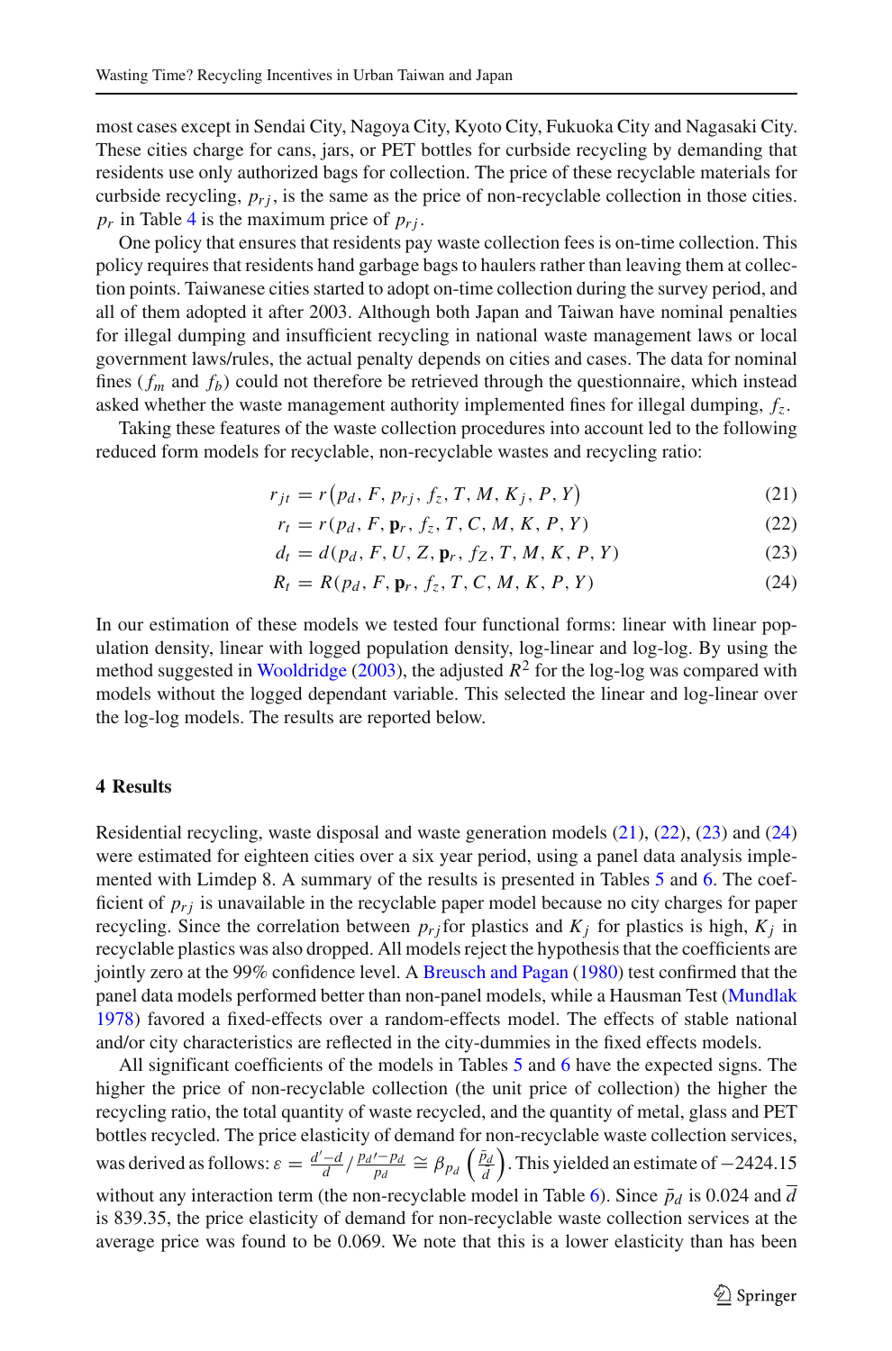most cases except in Sendai City, Nagoya City, Kyoto City, Fukuoka City and Nagasaki City. These cities charge for cans, jars, or PET bottles for curbside recycling by demanding that residents use only authorized bags for collection. The price of these recyclable materials for curbside recycling, $p_{rj}$, is the same as the price of non-recyclable collection in those cities. $p_r$ in Table 4 is the maximum price of $p_{rj}$.

One policy that ensures that residents pay waste collection fees is on-time collection. This policy requires that residents hand garbage bags to haulers rather than leaving them at collection points. Taiwanese cities started to adopt on-time collection during the survey period, and all of them adopted it after 2003. Although both Japan and Taiwan have nominal penalties for illegal dumping and insufficient recycling in national waste management laws or local government laws/rules, the actual penalty depends on cities and cases. The data for nominal fines ($f_m$ and $f_b$) could not therefore be retrieved through the questionnaire, which instead asked whether the waste management authority implemented fines for illegal dumping, $f_z$.

Taking these features of the waste collection procedures into account led to the following reduced form models for recyclable, non-recyclable wastes and recycling ratio:

$$r_{jt} = r\left(p_d, F, p_{rj}, f_z, T, M, K_j, P, Y\right) \tag{21}$$

$$r_t = r(p_d, F, \mathbf{p}_r, f_z, T, C, M, K, P, Y) \tag{22}$$

$$d_t = d(p_d, F, U, Z, \mathbf{p}_r, f_Z, T, M, K, P, Y) \tag{23}$$

$$R_t = R(p_d, F, \mathbf{p}_r, f_z, T, C, M, K, P, Y) \tag{24}$$

In our estimation of these models we tested four functional forms: linear with linear population density, linear with logged population density, log-linear and log-log. By using the method suggested in Wooldridge (2003), the adjusted $R^2$ for the log-log was compared with models without the logged dependant variable. This selected the linear and log-linear over the log-log models. The results are reported below.

## 4 Results

Residential recycling, waste disposal and waste generation models (21), (22), (23) and (24) were estimated for eighteen cities over a six year period, using a panel data analysis implemented with Limdep 8. A summary of the results is presented in Tables 5 and 6. The coefficient of $p_{rj}$ is unavailable in the recyclable paper model because no city charges for paper recycling. Since the correlation between $p_{rj}$ for plastics and $K_j$ for plastics is high, $K_j$ in recyclable plastics was also dropped. All models reject the hypothesis that the coefficients are jointly zero at the 99% confidence level. A Breusch and Pagan (1980) test confirmed that the panel data models performed better than non-panel models, while a Hausman Test (Mundlak 1978) favored a fixed-effects over a random-effects model. The effects of stable national and/or city characteristics are reflected in the city-dummies in the fixed effects models.

All significant coefficients of the models in Tables 5 and 6 have the expected signs. The higher the price of non-recyclable collection (the unit price of collection) the higher the recycling ratio, the total quantity of waste recycled, and the quantity of metal, glass and PET bottles recycled. The price elasticity of demand for non-recyclable waste collection services, was derived as follows: $\varepsilon = \frac{d'-d}{d} / \frac{p_{d'}-p_d}{p_d} \cong \beta_{p_d}\left(\frac{\bar{p}_d}{\bar{d}}\right)$. This yielded an estimate of −2424.15 without any interaction term (the non-recyclable model in Table 6). Since $\bar{p}_d$ is 0.024 and $\overline{d}$ is 839.35, the price elasticity of demand for non-recyclable waste collection services at the average price was found to be 0.069. We note that this is a lower elasticity than has been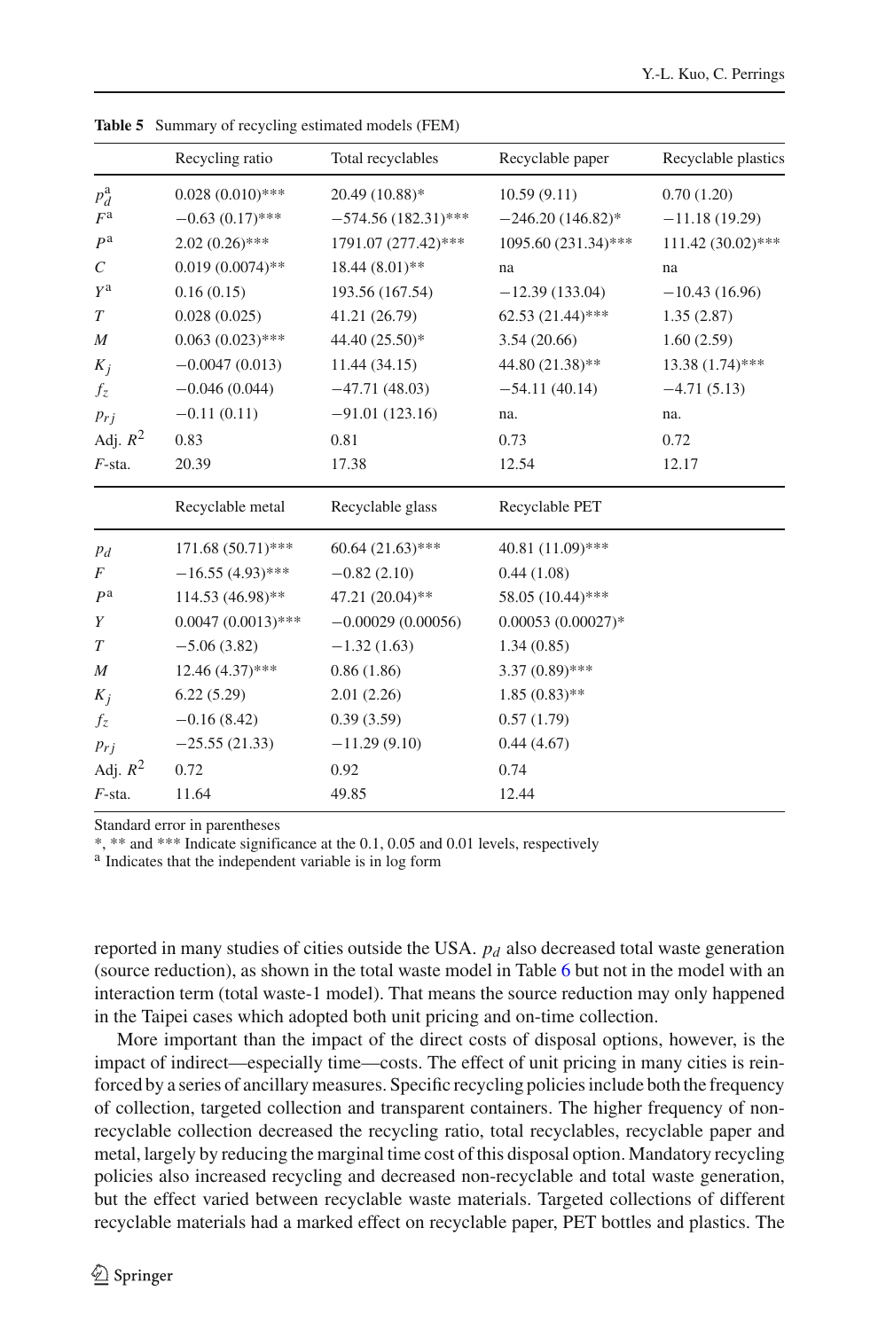**Table 5** Summary of recycling estimated models (FEM)

| | Recycling ratio | Total recyclables | Recyclable paper | Recyclable plastics |
|---|---|---|---|---|
| $p_d^a$ | 0.028 (0.010)*** | 20.49 (10.88)* | 10.59 (9.11) | 0.70 (1.20) |
| $F^a$ | −0.63 (0.17)*** | −574.56 (182.31)*** | −246.20 (146.82)* | −11.18 (19.29) |
| $P^a$ | 2.02 (0.26)*** | 1791.07 (277.42)*** | 1095.60 (231.34)*** | 111.42 (30.02)*** |
| $C$ | 0.019 (0.0074)** | 18.44 (8.01)** | na | na |
| $Y^a$ | 0.16 (0.15) | 193.56 (167.54) | −12.39 (133.04) | −10.43 (16.96) |
| $T$ | 0.028 (0.025) | 41.21 (26.79) | 62.53 (21.44)*** | 1.35 (2.87) |
| $M$ | 0.063 (0.023)*** | 44.40 (25.50)* | 3.54 (20.66) | 1.60 (2.59) |
| $K_j$ | −0.0047 (0.013) | 11.44 (34.15) | 44.80 (21.38)** | 13.38 (1.74)*** |
| $f_z$ | −0.046 (0.044) | −47.71 (48.03) | −54.11 (40.14) | −4.71 (5.13) |
| $p_{rj}$ | −0.11 (0.11) | −91.01 (123.16) | na. | na. |
| Adj. $R^2$ | 0.83 | 0.81 | 0.73 | 0.72 |
| $F$-sta. | 20.39 | 17.38 | 12.54 | 12.17 |
| | **Recyclable metal** | **Recyclable glass** | **Recyclable PET** | |
| $p_d$ | 171.68 (50.71)*** | 60.64 (21.63)*** | 40.81 (11.09)*** | |
| $F$ | −16.55 (4.93)*** | −0.82 (2.10) | 0.44 (1.08) | |
| $P^a$ | 114.53 (46.98)** | 47.21 (20.04)** | 58.05 (10.44)*** | |
| $Y$ | 0.0047 (0.0013)*** | −0.00029 (0.00056) | 0.00053 (0.00027)* | |
| $T$ | −5.06 (3.82) | −1.32 (1.63) | 1.34 (0.85) | |
| $M$ | 12.46 (4.37)*** | 0.86 (1.86) | 3.37 (0.89)*** | |
| $K_j$ | 6.22 (5.29) | 2.01 (2.26) | 1.85 (0.83)** | |
| $f_z$ | −0.16 (8.42) | 0.39 (3.59) | 0.57 (1.79) | |
| $p_{rj}$ | −25.55 (21.33) | −11.29 (9.10) | 0.44 (4.67) | |
| Adj. $R^2$ | 0.72 | 0.92 | 0.74 | |
| $F$-sta. | 11.64 | 49.85 | 12.44 | |

Standard error in parentheses

*, ** and *** Indicate significance at the 0.1, 0.05 and 0.01 levels, respectively

[a] Indicates that the independent variable is in log form

reported in many studies of cities outside the USA. $p_d$ also decreased total waste generation (source reduction), as shown in the total waste model in Table 6 but not in the model with an interaction term (total waste-1 model). That means the source reduction may only happened in the Taipei cases which adopted both unit pricing and on-time collection.

More important than the impact of the direct costs of disposal options, however, is the impact of indirect—especially time—costs. The effect of unit pricing in many cities is reinforced by a series of ancillary measures. Specific recycling policies include both the frequency of collection, targeted collection and transparent containers. The higher frequency of non-recyclable collection decreased the recycling ratio, total recyclables, recyclable paper and metal, largely by reducing the marginal time cost of this disposal option. Mandatory recycling policies also increased recycling and decreased non-recyclable and total waste generation, but the effect varied between recyclable waste materials. Targeted collections of different recyclable materials had a marked effect on recyclable paper, PET bottles and plastics. The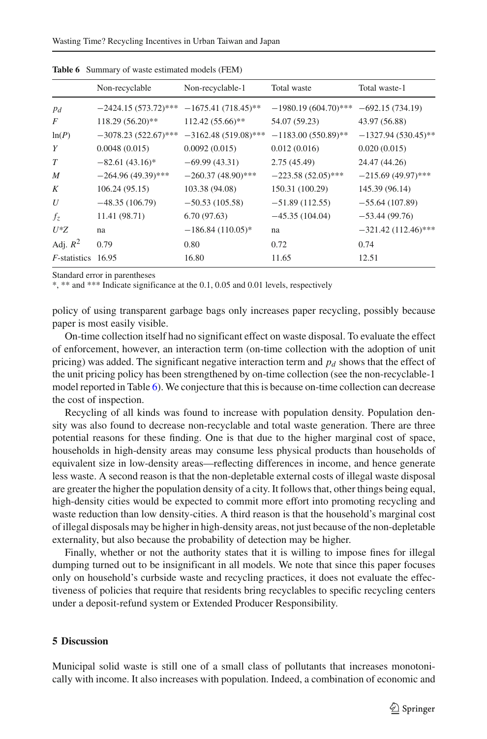**Table 6** Summary of waste estimated models (FEM)

| | Non-recyclable | Non-recyclable-1 | Total waste | Total waste-1 |
|---|---|---|---|---|
| $p_d$ | −2424.15 (573.72)*** | −1675.41 (718.45)** | −1980.19 (604.70)*** | −692.15 (734.19) |
| $F$ | 118.29 (56.20)** | 112.42 (55.66)** | 54.07 (59.23) | 43.97 (56.88) |
| $\ln(P)$ | −3078.23 (522.67)*** | −3162.48 (519.08)*** | −1183.00 (550.89)** | −1327.94 (530.45)** |
| $Y$ | 0.0048 (0.015) | 0.0092 (0.015) | 0.012 (0.016) | 0.020 (0.015) |
| $T$ | −82.61 (43.16)* | −69.99 (43.31) | 2.75 (45.49) | 24.47 (44.26) |
| $M$ | −264.96 (49.39)*** | −260.37 (48.90)*** | −223.58 (52.05)*** | −215.69 (49.97)*** |
| $K$ | 106.24 (95.15) | 103.38 (94.08) | 150.31 (100.29) | 145.39 (96.14) |
| $U$ | −48.35 (106.79) | −50.53 (105.58) | −51.89 (112.55) | −55.64 (107.89) |
| $f_z$ | 11.41 (98.71) | 6.70 (97.63) | −45.35 (104.04) | −53.44 (99.76) |
| $U$*$Z$ | na | −186.84 (110.05)* | na | −321.42 (112.46)*** |
| Adj. $R^2$ | 0.79 | 0.80 | 0.72 | 0.74 |
| $F$-statistics | 16.95 | 16.80 | 11.65 | 12.51 |

Standard error in parentheses
*, ** and *** Indicate significance at the 0.1, 0.05 and 0.01 levels, respectively

policy of using transparent garbage bags only increases paper recycling, possibly because paper is most easily visible.

On-time collection itself had no significant effect on waste disposal. To evaluate the effect of enforcement, however, an interaction term (on-time collection with the adoption of unit pricing) was added. The significant negative interaction term and $p_d$ shows that the effect of the unit pricing policy has been strengthened by on-time collection (see the non-recyclable-1 model reported in Table 6). We conjecture that this is because on-time collection can decrease the cost of inspection.

Recycling of all kinds was found to increase with population density. Population density was also found to decrease non-recyclable and total waste generation. There are three potential reasons for these finding. One is that due to the higher marginal cost of space, households in high-density areas may consume less physical products than households of equivalent size in low-density areas—reflecting differences in income, and hence generate less waste. A second reason is that the non-depletable external costs of illegal waste disposal are greater the higher the population density of a city. It follows that, other things being equal, high-density cities would be expected to commit more effort into promoting recycling and waste reduction than low density-cities. A third reason is that the household's marginal cost of illegal disposals may be higher in high-density areas, not just because of the non-depletable externality, but also because the probability of detection may be higher.

Finally, whether or not the authority states that it is willing to impose fines for illegal dumping turned out to be insignificant in all models. We note that since this paper focuses only on household's curbside waste and recycling practices, it does not evaluate the effectiveness of policies that require that residents bring recyclables to specific recycling centers under a deposit-refund system or Extended Producer Responsibility.

## 5 Discussion

Municipal solid waste is still one of a small class of pollutants that increases monotonically with income. It also increases with population. Indeed, a combination of economic and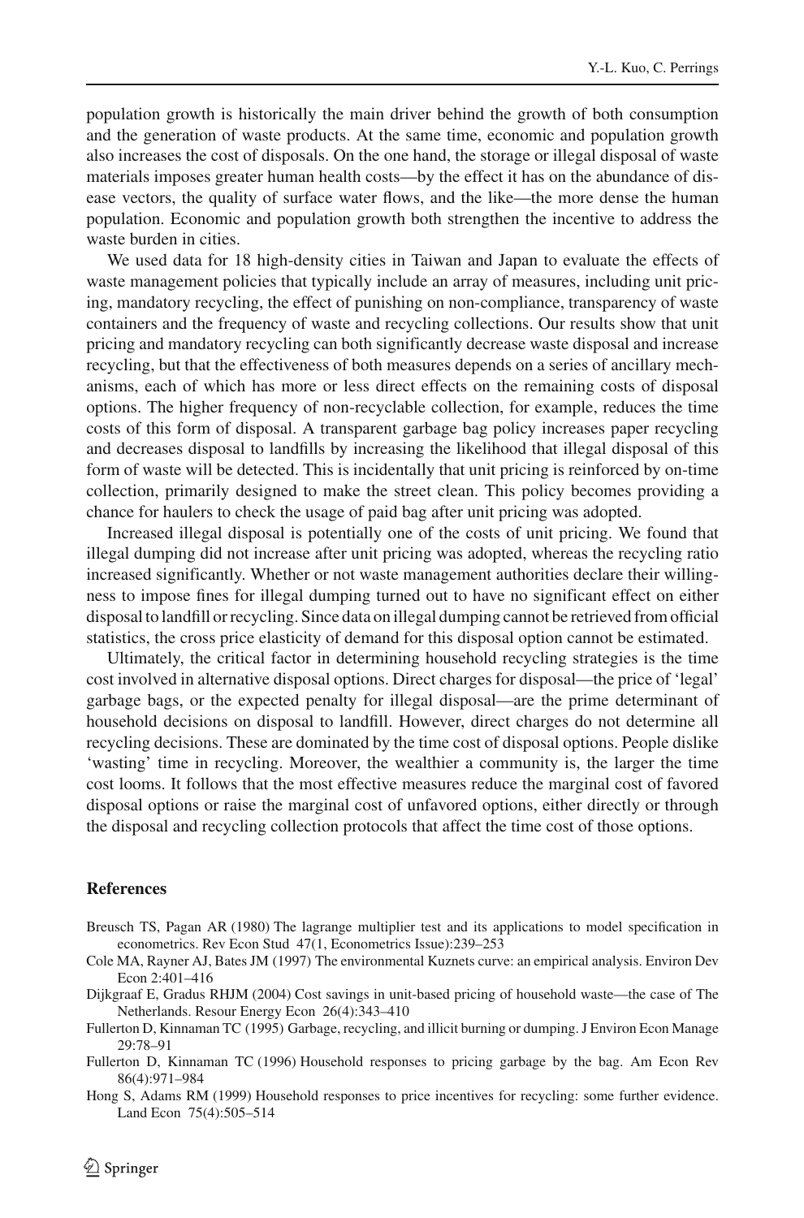population growth is historically the main driver behind the growth of both consumption and the generation of waste products. At the same time, economic and population growth also increases the cost of disposals. On the one hand, the storage or illegal disposal of waste materials imposes greater human health costs—by the effect it has on the abundance of disease vectors, the quality of surface water flows, and the like—the more dense the human population. Economic and population growth both strengthen the incentive to address the waste burden in cities.

We used data for 18 high-density cities in Taiwan and Japan to evaluate the effects of waste management policies that typically include an array of measures, including unit pricing, mandatory recycling, the effect of punishing on non-compliance, transparency of waste containers and the frequency of waste and recycling collections. Our results show that unit pricing and mandatory recycling can both significantly decrease waste disposal and increase recycling, but that the effectiveness of both measures depends on a series of ancillary mechanisms, each of which has more or less direct effects on the remaining costs of disposal options. The higher frequency of non-recyclable collection, for example, reduces the time costs of this form of disposal. A transparent garbage bag policy increases paper recycling and decreases disposal to landfills by increasing the likelihood that illegal disposal of this form of waste will be detected. This is incidentally that unit pricing is reinforced by on-time collection, primarily designed to make the street clean. This policy becomes providing a chance for haulers to check the usage of paid bag after unit pricing was adopted.

Increased illegal disposal is potentially one of the costs of unit pricing. We found that illegal dumping did not increase after unit pricing was adopted, whereas the recycling ratio increased significantly. Whether or not waste management authorities declare their willingness to impose fines for illegal dumping turned out to have no significant effect on either disposal to landfill or recycling. Since data on illegal dumping cannot be retrieved from official statistics, the cross price elasticity of demand for this disposal option cannot be estimated.

Ultimately, the critical factor in determining household recycling strategies is the time cost involved in alternative disposal options. Direct charges for disposal—the price of 'legal' garbage bags, or the expected penalty for illegal disposal—are the prime determinant of household decisions on disposal to landfill. However, direct charges do not determine all recycling decisions. These are dominated by the time cost of disposal options. People dislike 'wasting' time in recycling. Moreover, the wealthier a community is, the larger the time cost looms. It follows that the most effective measures reduce the marginal cost of favored disposal options or raise the marginal cost of unfavored options, either directly or through the disposal and recycling collection protocols that affect the time cost of those options.

## References

- Breusch TS, Pagan AR (1980) The lagrange multiplier test and its applications to model specification in econometrics. Rev Econ Stud 47(1, Econometrics Issue):239–253
- Cole MA, Rayner AJ, Bates JM (1997) The environmental Kuznets curve: an empirical analysis. Environ Dev Econ 2:401–416
- Dijkgraaf E, Gradus RHJM (2004) Cost savings in unit-based pricing of household waste—the case of The Netherlands. Resour Energy Econ 26(4):343–410
- Fullerton D, Kinnaman TC (1995) Garbage, recycling, and illicit burning or dumping. J Environ Econ Manage 29:78–91
- Fullerton D, Kinnaman TC (1996) Household responses to pricing garbage by the bag. Am Econ Rev 86(4):971–984
- Hong S, Adams RM (1999) Household responses to price incentives for recycling: some further evidence. Land Econ 75(4):505–514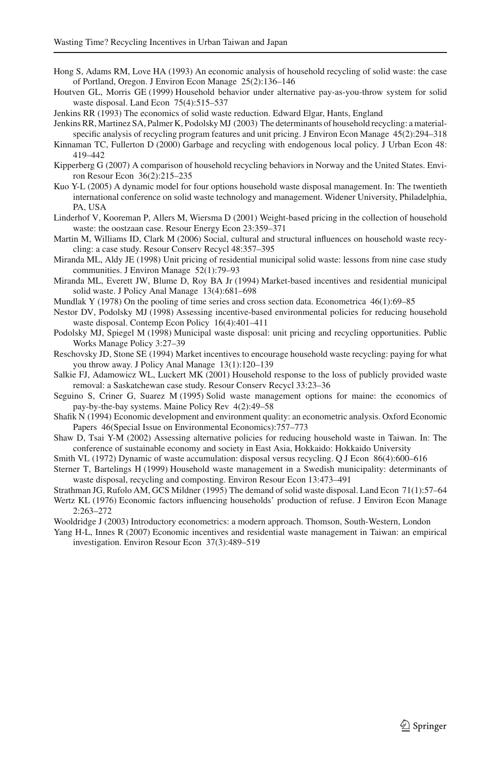Hong S, Adams RM, Love HA (1993) An economic analysis of household recycling of solid waste: the case of Portland, Oregon. J Environ Econ Manage 25(2):136–146

Houtven GL, Morris GE (1999) Household behavior under alternative pay-as-you-throw system for solid waste disposal. Land Econ 75(4):515–537

Jenkins RR (1993) The economics of solid waste reduction. Edward Elgar, Hants, England

Jenkins RR, Martinez SA, Palmer K, Podolsky MJ (2003) The determinants of household recycling: a material-specific analysis of recycling program features and unit pricing. J Environ Econ Manage 45(2):294–318

Kinnaman TC, Fullerton D (2000) Garbage and recycling with endogenous local policy. J Urban Econ 48: 419–442

Kipperberg G (2007) A comparison of household recycling behaviors in Norway and the United States. Environ Resour Econ 36(2):215–235

Kuo Y-L (2005) A dynamic model for four options household waste disposal management. In: The twentieth international conference on solid waste technology and management. Widener University, Philadelphia, PA, USA

Linderhof V, Kooreman P, Allers M, Wiersma D (2001) Weight-based pricing in the collection of household waste: the oostzaan case. Resour Energy Econ 23:359–371

Martin M, Williams ID, Clark M (2006) Social, cultural and structural influences on household waste recycling: a case study. Resour Conserv Recycl 48:357–395

Miranda ML, Aldy JE (1998) Unit pricing of residential municipal solid waste: lessons from nine case study communities. J Environ Manage 52(1):79–93

Miranda ML, Everett JW, Blume D, Roy BA Jr (1994) Market-based incentives and residential municipal solid waste. J Policy Anal Manage 13(4):681–698

Mundlak Y (1978) On the pooling of time series and cross section data. Econometrica 46(1):69–85

Nestor DV, Podolsky MJ (1998) Assessing incentive-based environmental policies for reducing household waste disposal. Contemp Econ Policy 16(4):401–411

Podolsky MJ, Spiegel M (1998) Municipal waste disposal: unit pricing and recycling opportunities. Public Works Manage Policy 3:27–39

Reschovsky JD, Stone SE (1994) Market incentives to encourage household waste recycling: paying for what you throw away. J Policy Anal Manage 13(1):120–139

Salkie FJ, Adamowicz WL, Luckert MK (2001) Household response to the loss of publicly provided waste removal: a Saskatchewan case study. Resour Conserv Recycl 33:23–36

Seguino S, Criner G, Suarez M (1995) Solid waste management options for maine: the economics of pay-by-the-bay systems. Maine Policy Rev 4(2):49–58

Shafik N (1994) Economic development and environment quality: an econometric analysis. Oxford Economic Papers 46(Special Issue on Environmental Economics):757–773

Shaw D, Tsai Y-M (2002) Assessing alternative policies for reducing household waste in Taiwan. In: The conference of sustainable economy and society in East Asia, Hokkaido: Hokkaido University

Smith VL (1972) Dynamic of waste accumulation: disposal versus recycling. Q J Econ 86(4):600–616

Sterner T, Bartelings H (1999) Household waste management in a Swedish municipality: determinants of waste disposal, recycling and composting. Environ Resour Econ 13:473–491

Strathman JG, Rufolo AM, GCS Mildner (1995) The demand of solid waste disposal. Land Econ 71(1):57–64

Wertz KL (1976) Economic factors influencing households' production of refuse. J Environ Econ Manage 2:263–272

Wooldridge J (2003) Introductory econometrics: a modern approach. Thomson, South-Western, London

Yang H-L, Innes R (2007) Economic incentives and residential waste management in Taiwan: an empirical investigation. Environ Resour Econ 37(3):489–519